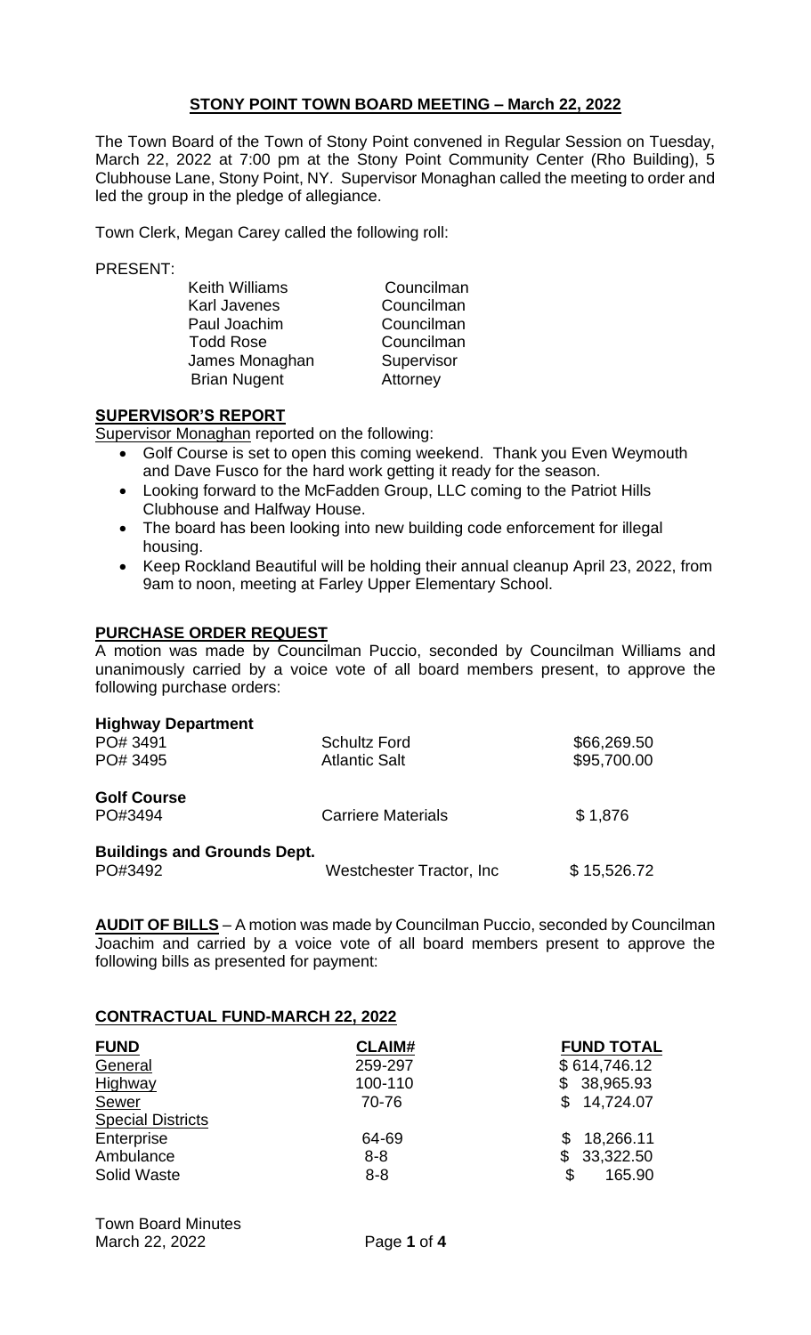# STONY POINT TOWN BOARD MEETING – March 22, 2022

The Town Board of the Town of Stony Point convened in Regular Session on Tuesday, March 22, 2022 at 7:00 pm at the Stony Point Community Center (Rho Building), 5 Clubhouse Lane, Stony Point, NY. Supervisor Monaghan called the meeting to order and led the group in the pledge of allegiance.

Town Clerk, Megan Carey called the following roll:

PRESENT:

| | |
|---|---|
| Keith Williams | Councilman |
| Karl Javenes | Councilman |
| Paul Joachim | Councilman |
| Todd Rose | Councilman |
| James Monaghan | Supervisor |
| Brian Nugent | Attorney |

## SUPERVISOR'S REPORT

Supervisor Monaghan reported on the following:

- Golf Course is set to open this coming weekend. Thank you Even Weymouth and Dave Fusco for the hard work getting it ready for the season.
- Looking forward to the McFadden Group, LLC coming to the Patriot Hills Clubhouse and Halfway House.
- The board has been looking into new building code enforcement for illegal housing.
- Keep Rockland Beautiful will be holding their annual cleanup April 23, 2022, from 9am to noon, meeting at Farley Upper Elementary School.

## PURCHASE ORDER REQUEST

A motion was made by Councilman Puccio, seconded by Councilman Williams and unanimously carried by a voice vote of all board members present, to approve the following purchase orders:

| | | |
|---|---|---|
| **Highway Department** | | |
| PO# 3491 | Schultz Ford | $66,269.50 |
| PO# 3495 | Atlantic Salt | $95,700.00 |
| **Golf Course** | | |
| PO#3494 | Carriere Materials | $ 1,876 |
| **Buildings and Grounds Dept.** | | |
| PO#3492 | Westchester Tractor, Inc | $ 15,526.72 |

**AUDIT OF BILLS** – A motion was made by Councilman Puccio, seconded by Councilman Joachim and carried by a voice vote of all board members present to approve the following bills as presented for payment:

## CONTRACTUAL FUND-MARCH 22, 2022

| FUND | CLAIM# | FUND TOTAL |
|---|---|---|
| General | 259-297 | $ 614,746.12 |
| Highway | 100-110 | $ 38,965.93 |
| Sewer | 70-76 | $ 14,724.07 |
| Special Districts | | |
| Enterprise | 64-69 | $ 18,266.11 |
| Ambulance | 8-8 | $ 33,322.50 |
| Solid Waste | 8-8 | $ 165.90 |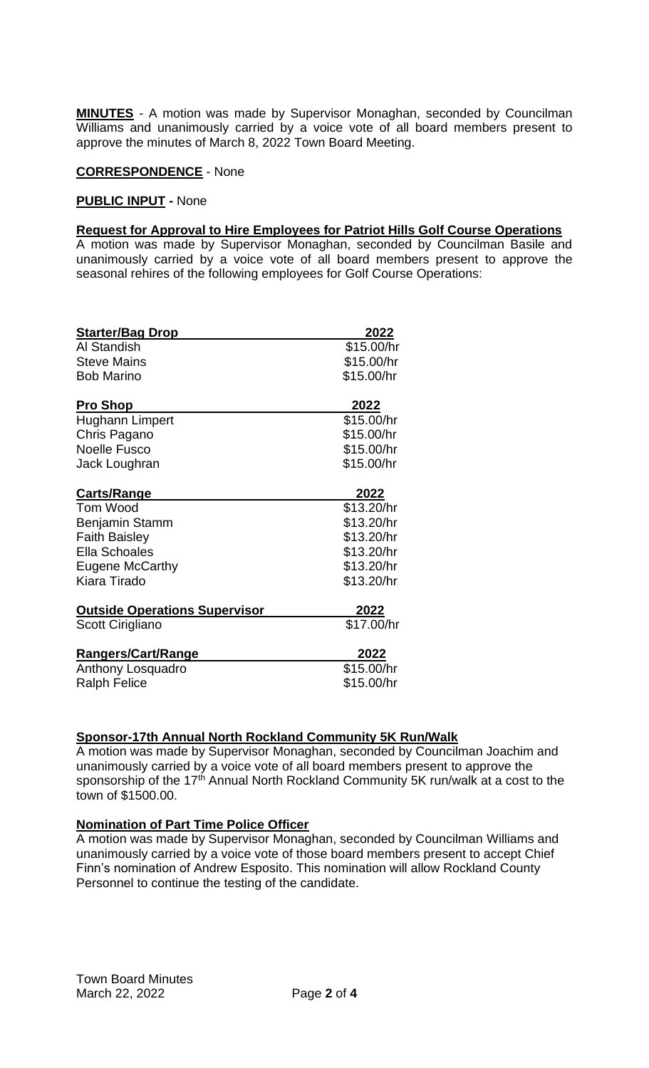**MINUTES** - A motion was made by Supervisor Monaghan, seconded by Councilman Williams and unanimously carried by a voice vote of all board members present to approve the minutes of March 8, 2022 Town Board Meeting.

**CORRESPONDENCE** - None

**PUBLIC INPUT -** None

**Request for Approval to Hire Employees for Patriot Hills Golf Course Operations**

A motion was made by Supervisor Monaghan, seconded by Councilman Basile and unanimously carried by a voice vote of all board members present to approve the seasonal rehires of the following employees for Golf Course Operations:

| **Starter/Bag Drop** | **2022** |
|---|---|
| Al Standish | \$15.00/hr |
| Steve Mains | \$15.00/hr |
| Bob Marino | \$15.00/hr |
| **Pro Shop** | **2022** |
| Hughann Limpert | \$15.00/hr |
| Chris Pagano | \$15.00/hr |
| Noelle Fusco | \$15.00/hr |
| Jack Loughran | \$15.00/hr |
| **Carts/Range** | **2022** |
| Tom Wood | \$13.20/hr |
| Benjamin Stamm | \$13.20/hr |
| Faith Baisley | \$13.20/hr |
| Ella Schoales | \$13.20/hr |
| Eugene McCarthy | \$13.20/hr |
| Kiara Tirado | \$13.20/hr |
| **Outside Operations Supervisor** | **2022** |
| Scott Cirigliano | \$17.00/hr |
| **Rangers/Cart/Range** | **2022** |
| Anthony Losquadro | \$15.00/hr |
| Ralph Felice | \$15.00/hr |

**Sponsor-17th Annual North Rockland Community 5K Run/Walk**

A motion was made by Supervisor Monaghan, seconded by Councilman Joachim and unanimously carried by a voice vote of all board members present to approve the sponsorship of the 17th Annual North Rockland Community 5K run/walk at a cost to the town of \$1500.00.

**Nomination of Part Time Police Officer**

A motion was made by Supervisor Monaghan, seconded by Councilman Williams and unanimously carried by a voice vote of those board members present to accept Chief Finn's nomination of Andrew Esposito. This nomination will allow Rockland County Personnel to continue the testing of the candidate.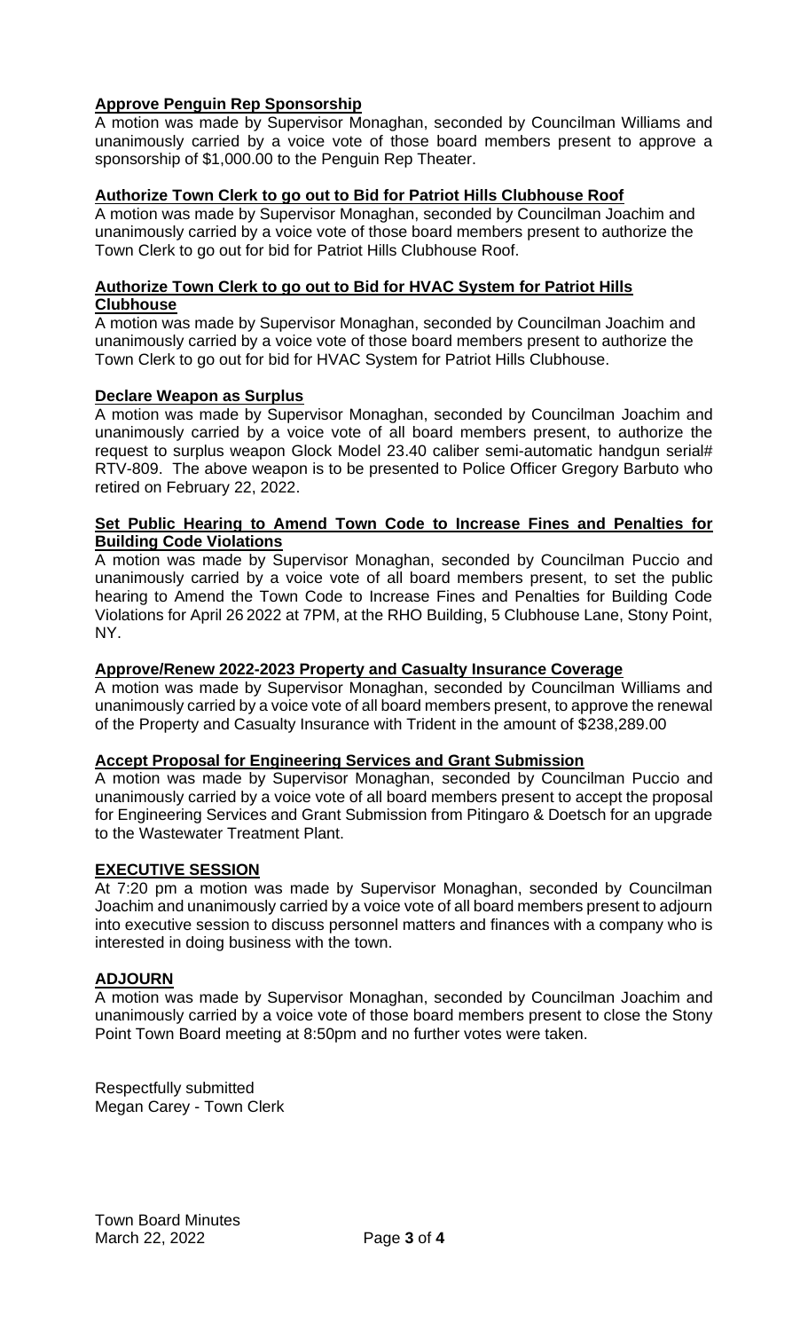**Approve Penguin Rep Sponsorship**

A motion was made by Supervisor Monaghan, seconded by Councilman Williams and unanimously carried by a voice vote of those board members present to approve a sponsorship of $1,000.00 to the Penguin Rep Theater.

**Authorize Town Clerk to go out to Bid for Patriot Hills Clubhouse Roof**

A motion was made by Supervisor Monaghan, seconded by Councilman Joachim and unanimously carried by a voice vote of those board members present to authorize the Town Clerk to go out for bid for Patriot Hills Clubhouse Roof.

**Authorize Town Clerk to go out to Bid for HVAC System for Patriot Hills Clubhouse**

A motion was made by Supervisor Monaghan, seconded by Councilman Joachim and unanimously carried by a voice vote of those board members present to authorize the Town Clerk to go out for bid for HVAC System for Patriot Hills Clubhouse.

**Declare Weapon as Surplus**

A motion was made by Supervisor Monaghan, seconded by Councilman Joachim and unanimously carried by a voice vote of all board members present, to authorize the request to surplus weapon Glock Model 23.40 caliber semi-automatic handgun serial# RTV-809. The above weapon is to be presented to Police Officer Gregory Barbuto who retired on February 22, 2022.

**Set Public Hearing to Amend Town Code to Increase Fines and Penalties for Building Code Violations**

A motion was made by Supervisor Monaghan, seconded by Councilman Puccio and unanimously carried by a voice vote of all board members present, to set the public hearing to Amend the Town Code to Increase Fines and Penalties for Building Code Violations for April 26 2022 at 7PM, at the RHO Building, 5 Clubhouse Lane, Stony Point, NY.

**Approve/Renew 2022-2023 Property and Casualty Insurance Coverage**

A motion was made by Supervisor Monaghan, seconded by Councilman Williams and unanimously carried by a voice vote of all board members present, to approve the renewal of the Property and Casualty Insurance with Trident in the amount of $238,289.00

**Accept Proposal for Engineering Services and Grant Submission**

A motion was made by Supervisor Monaghan, seconded by Councilman Puccio and unanimously carried by a voice vote of all board members present to accept the proposal for Engineering Services and Grant Submission from Pitingaro & Doetsch for an upgrade to the Wastewater Treatment Plant.

**EXECUTIVE SESSION**

At 7:20 pm a motion was made by Supervisor Monaghan, seconded by Councilman Joachim and unanimously carried by a voice vote of all board members present to adjourn into executive session to discuss personnel matters and finances with a company who is interested in doing business with the town.

**ADJOURN**

A motion was made by Supervisor Monaghan, seconded by Councilman Joachim and unanimously carried by a voice vote of those board members present to close the Stony Point Town Board meeting at 8:50pm and no further votes were taken.

Respectfully submitted
Megan Carey - Town Clerk